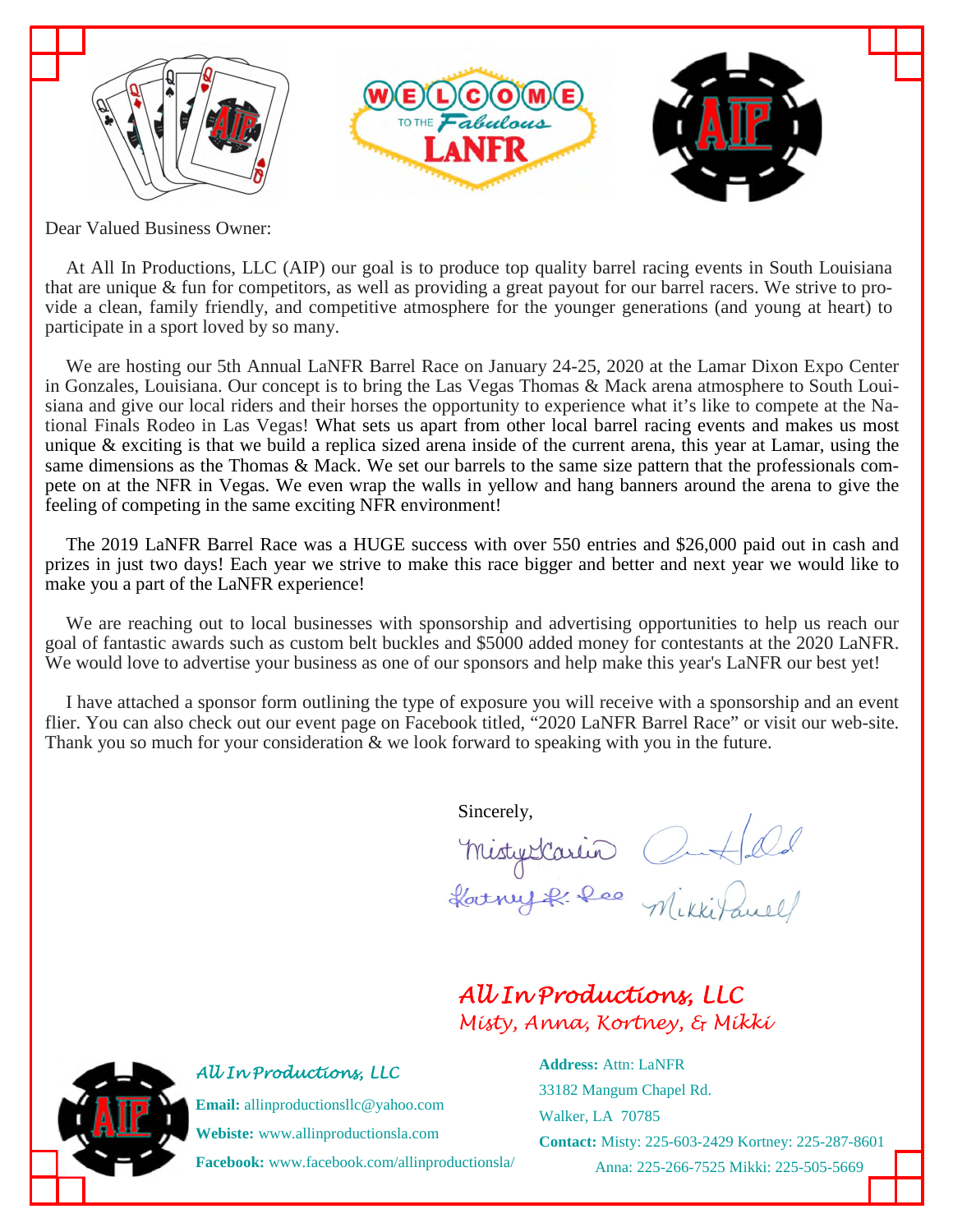WELCOME TO THE Fabulous LaNFR

Dear Valued Business Owner:

At All In Productions, LLC (AIP) our goal is to produce top quality barrel racing events in South Louisiana that are unique & fun for competitors, as well as providing a great payout for our barrel racers. We strive to provide a clean, family friendly, and competitive atmosphere for the younger generations (and young at heart) to participate in a sport loved by so many.

We are hosting our 5th Annual LaNFR Barrel Race on January 24-25, 2020 at the Lamar Dixon Expo Center in Gonzales, Louisiana. Our concept is to bring the Las Vegas Thomas & Mack arena atmosphere to South Louisiana and give our local riders and their horses the opportunity to experience what it's like to compete at the National Finals Rodeo in Las Vegas! What sets us apart from other local barrel racing events and makes us most unique & exciting is that we build a replica sized arena inside of the current arena, this year at Lamar, using the same dimensions as the Thomas & Mack. We set our barrels to the same size pattern that the professionals compete on at the NFR in Vegas. We even wrap the walls in yellow and hang banners around the arena to give the feeling of competing in the same exciting NFR environment!

The 2019 LaNFR Barrel Race was a HUGE success with over 550 entries and $26,000 paid out in cash and prizes in just two days! Each year we strive to make this race bigger and better and next year we would like to make you a part of the LaNFR experience!

We are reaching out to local businesses with sponsorship and advertising opportunities to help us reach our goal of fantastic awards such as custom belt buckles and $5000 added money for contestants at the 2020 LaNFR. We would love to advertise your business as one of our sponsors and help make this year's LaNFR our best yet!

I have attached a sponsor form outlining the type of exposure you will receive with a sponsorship and an event flier. You can also check out our event page on Facebook titled, "2020 LaNFR Barrel Race" or visit our web-site. Thank you so much for your consideration & we look forward to speaking with you in the future.

Sincerely,

*All In Productions, LLC*
*Misty, Anna, Kortney, & Mikki*

*All In Productions, LLC*

**Email:** allinproductionsllc@yahoo.com

**Webiste:** www.allinproductionsla.com

**Facebook:** www.facebook.com/allinproductionsla/

**Address:** Attn: LaNFR
33182 Mangum Chapel Rd.
Walker, LA 70785

**Contact:** Misty: 225-603-2429 Kortney: 225-287-8601
Anna: 225-266-7525 Mikki: 225-505-5669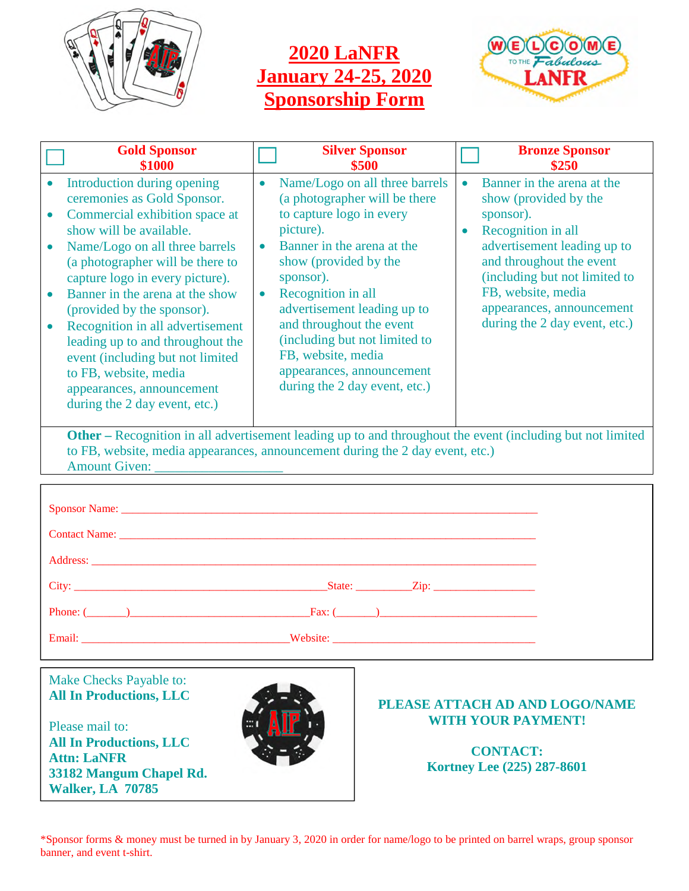# 2020 LaNFR
# January 24-25, 2020
# Sponsorship Form

| ☐ **Gold Sponsor $1000** | ☐ **Silver Sponsor $500** | ☐ **Bronze Sponsor $250** |
|---|---|---|
| • Introduction during opening ceremonies as Gold Sponsor.<br>• Commercial exhibition space at show will be available.<br>• Name/Logo on all three barrels (a photographer will be there to capture logo in every picture).<br>• Banner in the arena at the show (provided by the sponsor).<br>• Recognition in all advertisement leading up to and throughout the event (including but not limited to FB, website, media appearances, announcement during the 2 day event, etc.) | • Name/Logo on all three barrels (a photographer will be there to capture logo in every picture).<br>• Banner in the arena at the show (provided by the sponsor).<br>• Recognition in all advertisement leading up to and throughout the event (including but not limited to FB, website, media appearances, announcement during the 2 day event, etc.) | • Banner in the arena at the show (provided by the sponsor).<br>• Recognition in all advertisement leading up to and throughout the event (including but not limited to FB, website, media appearances, announcement during the 2 day event, etc.) |

**Other –** Recognition in all advertisement leading up to and throughout the event (including but not limited to FB, website, media appearances, announcement during the 2 day event, etc.)
Amount Given: ___________________

Sponsor Name: ______________________________________________________________

Contact Name: ______________________________________________________________

Address: ___________________________________________________________________

City: ______________________________________ State: _________ Zip: ________________

Phone: (_______)______________________________ Fax: (_______)__________________________

Email: __________________________________ Website: ___________________________________

Make Checks Payable to:
**All In Productions, LLC**

Please mail to:
**All In Productions, LLC**
**Attn: LaNFR**
**33182 Mangum Chapel Rd.**
**Walker, LA 70785**

**PLEASE ATTACH AD AND LOGO/NAME WITH YOUR PAYMENT!**

**CONTACT:**
**Kortney Lee (225) 287-8601**

*Sponsor forms & money must be turned in by January 3, 2020 in order for name/logo to be printed on barrel wraps, group sponsor banner, and event t-shirt.